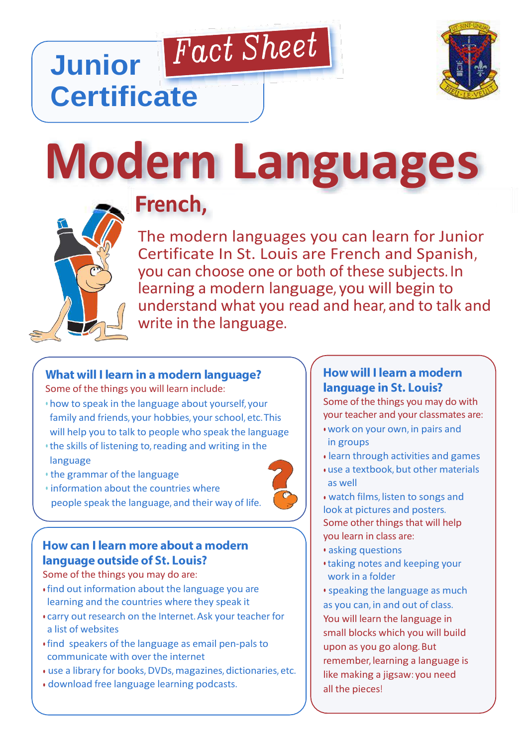# Junior Certificate

## Fact Sheet

# Modern Languages

## French,

The modern languages you can learn for Junior Certificate In St. Louis are French and Spanish, you can choose one or both of these subjects. In learning a modern language, you will begin to understand what you read and hear, and to talk and write in the language.

### What will I learn in a modern language?

Some of the things you will learn include:

- how to speak in the language about yourself, your family and friends, your hobbies, your school, etc. This will help you to talk to people who speak the language
- the skills of listening to, reading and writing in the language
- the grammar of the language
- information about the countries where people speak the language, and their way of life.

### How can I learn more about a modern language outside of St. Louis?

Some of the things you may do are:

- find out information about the language you are learning and the countries where they speak it
- carry out research on the Internet. Ask your teacher for a list of websites
- find speakers of the language as email pen-pals to communicate with over the internet
- use a library for books, DVDs, magazines, dictionaries, etc.
- download free language learning podcasts.

### How will I learn a modern language in St. Louis?

Some of the things you may do with your teacher and your classmates are:

- work on your own, in pairs and in groups
- learn through activities and games
- use a textbook, but other materials as well
- watch films, listen to songs and look at pictures and posters.

Some other things that will help you learn in class are:

- asking questions
- taking notes and keeping your work in a folder
- speaking the language as much as you can, in and out of class.

You will learn the language in small blocks which you will build upon as you go along. But remember, learning a language is like making a jigsaw: you need all the pieces!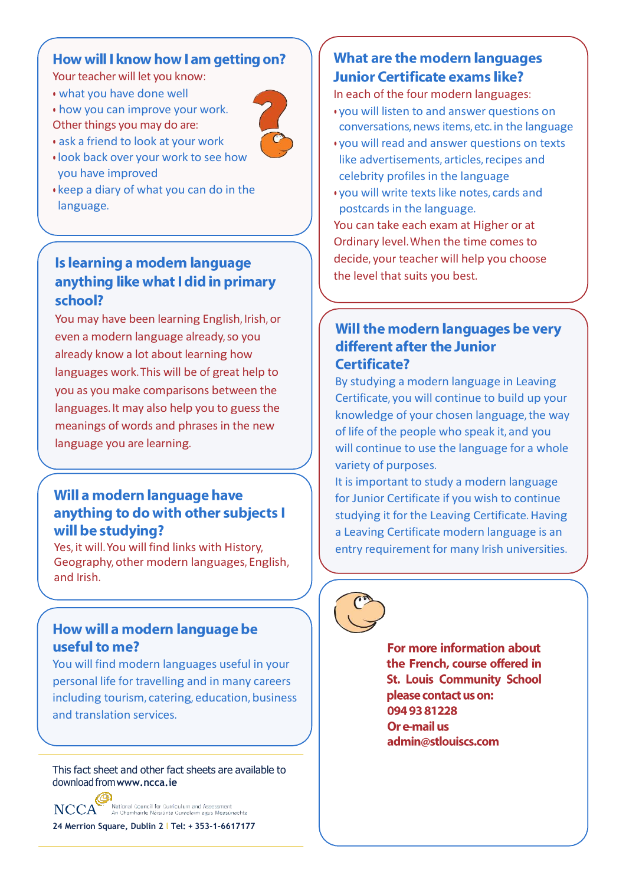## How will I know how I am getting on?

Your teacher will let you know:

- what you have done well
- how you can improve your work.

Other things you may do are:

- ask a friend to look at your work
- look back over your work to see how you have improved
- keep a diary of what you can do in the language.

## Is learning a modern language anything like what I did in primary school?

You may have been learning English, Irish, or even a modern language already, so you already know a lot about learning how languages work. This will be of great help to you as you make comparisons between the languages. It may also help you to guess the meanings of words and phrases in the new language you are learning.

## Will a modern language have anything to do with other subjects I will be studying?

Yes, it will. You will find links with History, Geography, other modern languages, English, and Irish.

## How will a modern language be useful to me?

You will find modern languages useful in your personal life for travelling and in many careers including tourism, catering, education, business and translation services.

This fact sheet and other fact sheets are available to download from **www.ncca.ie**

NCCA National Council for Curriculum and Assessment
An Chomhairle Náisiúnta Curaclaim agus Measúnachta

**24 Merrion Square, Dublin 2 | Tel: + 353-1-6617177**

## What are the modern languages Junior Certificate exams like?

In each of the four modern languages:

- you will listen to and answer questions on conversations, news items, etc. in the language
- you will read and answer questions on texts like advertisements, articles, recipes and celebrity profiles in the language
- you will write texts like notes, cards and postcards in the language.

You can take each exam at Higher or at Ordinary level. When the time comes to decide, your teacher will help you choose the level that suits you best.

## Will the modern languages be very different after the Junior Certificate?

By studying a modern language in Leaving Certificate, you will continue to build up your knowledge of your chosen language, the way of life of the people who speak it, and you will continue to use the language for a whole variety of purposes.

It is important to study a modern language for Junior Certificate if you wish to continue studying it for the Leaving Certificate. Having a Leaving Certificate modern language is an entry requirement for many Irish universities.

**For more information about the French, course offered in St. Louis Community School please contact us on:**
**094 93 81228**
**Or e-mail us**
**admin@stlouiscs.com**